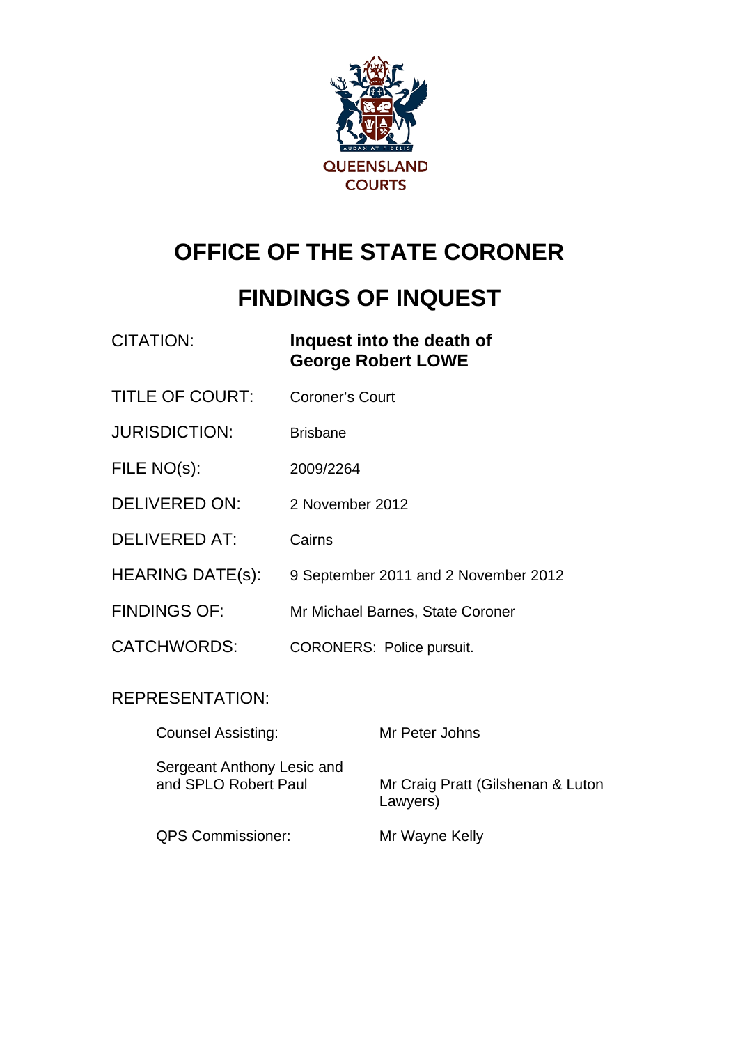QUEENSLAND COURTS

# OFFICE OF THE STATE CORONER

# FINDINGS OF INQUEST

| | |
|---|---|
| CITATION: | **Inquest into the death of George Robert LOWE** |
| TITLE OF COURT: | Coroner's Court |
| JURISDICTION: | Brisbane |
| FILE NO(s): | 2009/2264 |
| DELIVERED ON: | 2 November 2012 |
| DELIVERED AT: | Cairns |
| HEARING DATE(s): | 9 September 2011 and 2 November 2012 |
| FINDINGS OF: | Mr Michael Barnes, State Coroner |
| CATCHWORDS: | CORONERS: Police pursuit. |

REPRESENTATION:

| | |
|---|---|
| Counsel Assisting: | Mr Peter Johns |
| Sergeant Anthony Lesic and and SPLO Robert Paul | Mr Craig Pratt (Gilshenan & Luton Lawyers) |
| QPS Commissioner: | Mr Wayne Kelly |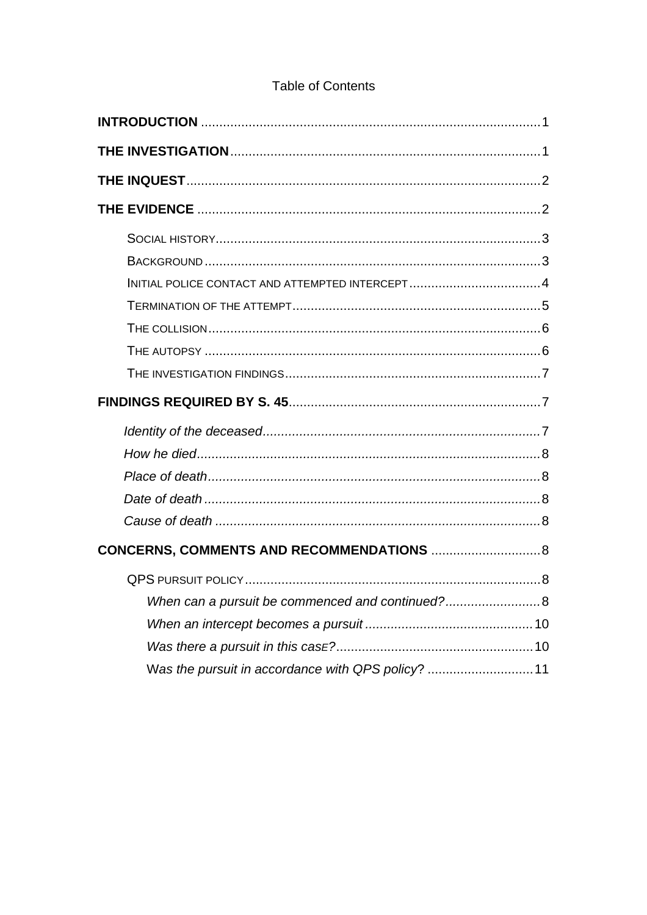Table of Contents

**INTRODUCTION** ........ 1

**THE INVESTIGATION** ........ 1

**THE INQUEST** ........ 2

**THE EVIDENCE** ........ 2

- Social history ........ 3
- Background ........ 3
- Initial police contact and attempted intercept ........ 4
- Termination of the attempt ........ 5
- The collision ........ 6
- The autopsy ........ 6
- The investigation findings ........ 7

**FINDINGS REQUIRED BY S. 45** ........ 7

- *Identity of the deceased* ........ 7
- *How he died* ........ 8
- *Place of death* ........ 8
- *Date of death* ........ 8
- *Cause of death* ........ 8

**CONCERNS, COMMENTS AND RECOMMENDATIONS** ........ 8

- QPS pursuit policy ........ 8
  - *When can a pursuit be commenced and continued?* ........ 8
  - *When an intercept becomes a pursuit* ........ 10
  - *Was there a pursuit in this case?* ........ 10
  - *Was the pursuit in accordance with QPS policy*? ........ 11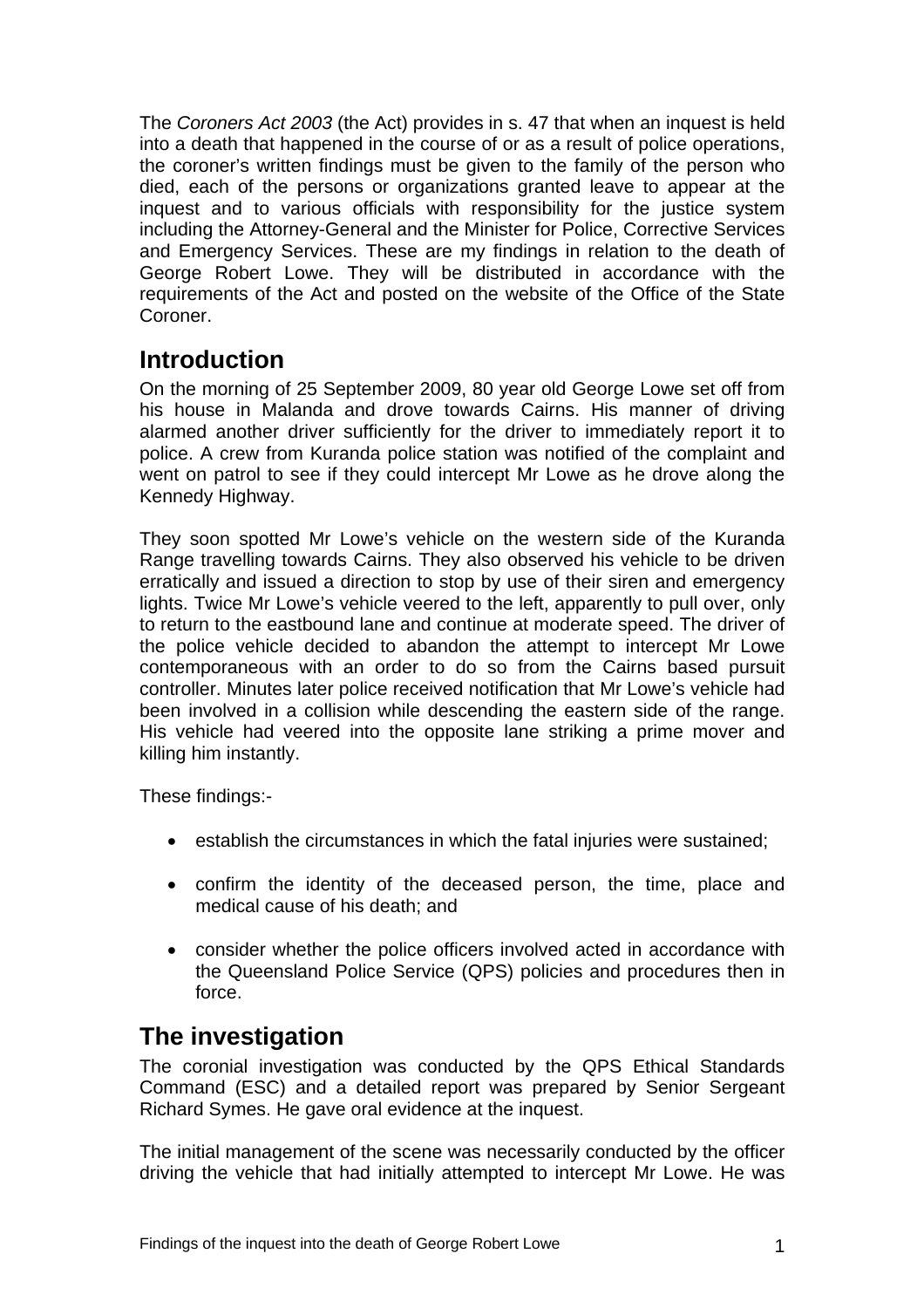The *Coroners Act 2003* (the Act) provides in s. 47 that when an inquest is held into a death that happened in the course of or as a result of police operations, the coroner's written findings must be given to the family of the person who died, each of the persons or organizations granted leave to appear at the inquest and to various officials with responsibility for the justice system including the Attorney-General and the Minister for Police, Corrective Services and Emergency Services. These are my findings in relation to the death of George Robert Lowe. They will be distributed in accordance with the requirements of the Act and posted on the website of the Office of the State Coroner.

## Introduction

On the morning of 25 September 2009, 80 year old George Lowe set off from his house in Malanda and drove towards Cairns. His manner of driving alarmed another driver sufficiently for the driver to immediately report it to police. A crew from Kuranda police station was notified of the complaint and went on patrol to see if they could intercept Mr Lowe as he drove along the Kennedy Highway.

They soon spotted Mr Lowe's vehicle on the western side of the Kuranda Range travelling towards Cairns. They also observed his vehicle to be driven erratically and issued a direction to stop by use of their siren and emergency lights. Twice Mr Lowe's vehicle veered to the left, apparently to pull over, only to return to the eastbound lane and continue at moderate speed. The driver of the police vehicle decided to abandon the attempt to intercept Mr Lowe contemporaneous with an order to do so from the Cairns based pursuit controller. Minutes later police received notification that Mr Lowe's vehicle had been involved in a collision while descending the eastern side of the range. His vehicle had veered into the opposite lane striking a prime mover and killing him instantly.

These findings:-

- establish the circumstances in which the fatal injuries were sustained;
- confirm the identity of the deceased person, the time, place and medical cause of his death; and
- consider whether the police officers involved acted in accordance with the Queensland Police Service (QPS) policies and procedures then in force.

## The investigation

The coronial investigation was conducted by the QPS Ethical Standards Command (ESC) and a detailed report was prepared by Senior Sergeant Richard Symes. He gave oral evidence at the inquest.

The initial management of the scene was necessarily conducted by the officer driving the vehicle that had initially attempted to intercept Mr Lowe. He was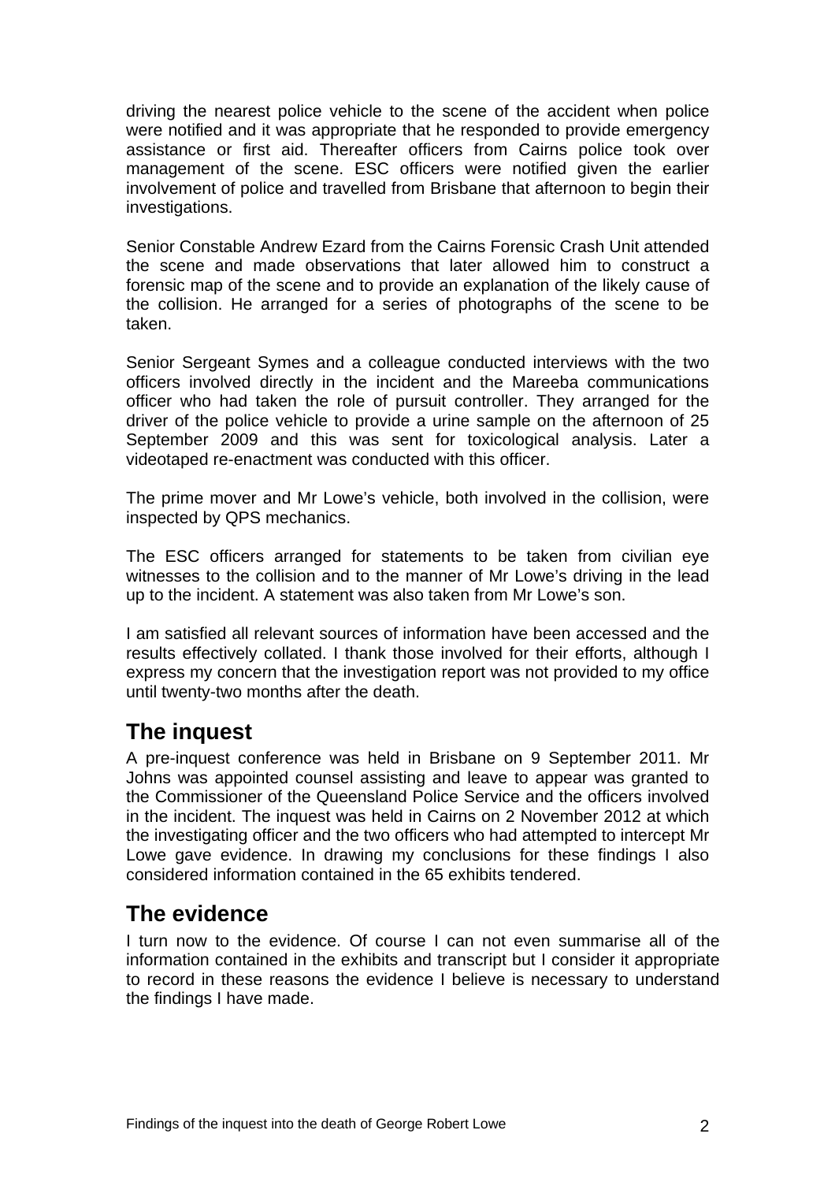driving the nearest police vehicle to the scene of the accident when police were notified and it was appropriate that he responded to provide emergency assistance or first aid. Thereafter officers from Cairns police took over management of the scene. ESC officers were notified given the earlier involvement of police and travelled from Brisbane that afternoon to begin their investigations.

Senior Constable Andrew Ezard from the Cairns Forensic Crash Unit attended the scene and made observations that later allowed him to construct a forensic map of the scene and to provide an explanation of the likely cause of the collision. He arranged for a series of photographs of the scene to be taken.

Senior Sergeant Symes and a colleague conducted interviews with the two officers involved directly in the incident and the Mareeba communications officer who had taken the role of pursuit controller. They arranged for the driver of the police vehicle to provide a urine sample on the afternoon of 25 September 2009 and this was sent for toxicological analysis. Later a videotaped re-enactment was conducted with this officer.

The prime mover and Mr Lowe's vehicle, both involved in the collision, were inspected by QPS mechanics.

The ESC officers arranged for statements to be taken from civilian eye witnesses to the collision and to the manner of Mr Lowe's driving in the lead up to the incident. A statement was also taken from Mr Lowe's son.

I am satisfied all relevant sources of information have been accessed and the results effectively collated. I thank those involved for their efforts, although I express my concern that the investigation report was not provided to my office until twenty-two months after the death.

## The inquest

A pre-inquest conference was held in Brisbane on 9 September 2011. Mr Johns was appointed counsel assisting and leave to appear was granted to the Commissioner of the Queensland Police Service and the officers involved in the incident. The inquest was held in Cairns on 2 November 2012 at which the investigating officer and the two officers who had attempted to intercept Mr Lowe gave evidence. In drawing my conclusions for these findings I also considered information contained in the 65 exhibits tendered.

## The evidence

I turn now to the evidence. Of course I can not even summarise all of the information contained in the exhibits and transcript but I consider it appropriate to record in these reasons the evidence I believe is necessary to understand the findings I have made.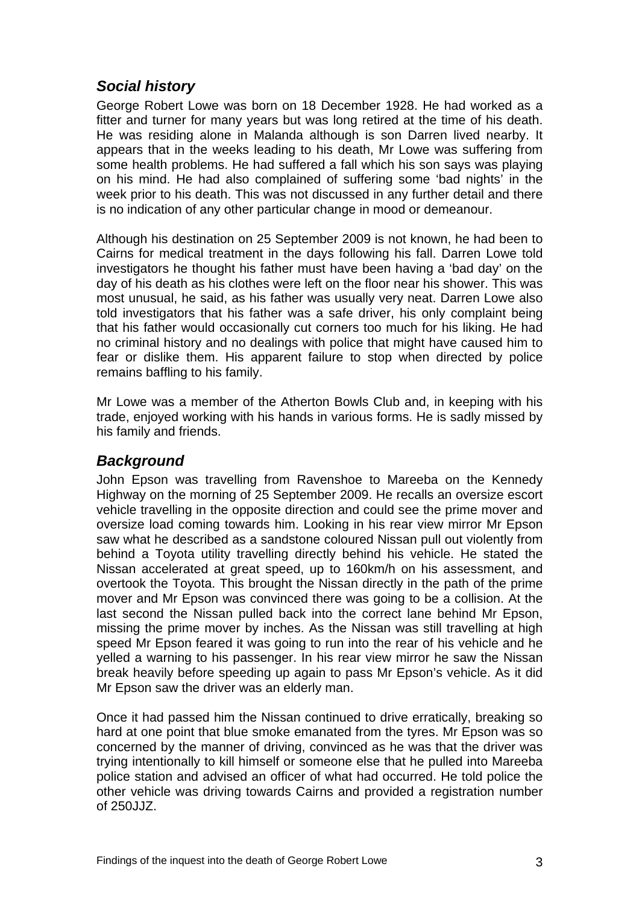## *Social history*

George Robert Lowe was born on 18 December 1928. He had worked as a fitter and turner for many years but was long retired at the time of his death. He was residing alone in Malanda although is son Darren lived nearby. It appears that in the weeks leading to his death, Mr Lowe was suffering from some health problems. He had suffered a fall which his son says was playing on his mind. He had also complained of suffering some 'bad nights' in the week prior to his death. This was not discussed in any further detail and there is no indication of any other particular change in mood or demeanour.

Although his destination on 25 September 2009 is not known, he had been to Cairns for medical treatment in the days following his fall. Darren Lowe told investigators he thought his father must have been having a 'bad day' on the day of his death as his clothes were left on the floor near his shower. This was most unusual, he said, as his father was usually very neat. Darren Lowe also told investigators that his father was a safe driver, his only complaint being that his father would occasionally cut corners too much for his liking. He had no criminal history and no dealings with police that might have caused him to fear or dislike them. His apparent failure to stop when directed by police remains baffling to his family.

Mr Lowe was a member of the Atherton Bowls Club and, in keeping with his trade, enjoyed working with his hands in various forms. He is sadly missed by his family and friends.

## *Background*

John Epson was travelling from Ravenshoe to Mareeba on the Kennedy Highway on the morning of 25 September 2009. He recalls an oversize escort vehicle travelling in the opposite direction and could see the prime mover and oversize load coming towards him. Looking in his rear view mirror Mr Epson saw what he described as a sandstone coloured Nissan pull out violently from behind a Toyota utility travelling directly behind his vehicle. He stated the Nissan accelerated at great speed, up to 160km/h on his assessment, and overtook the Toyota. This brought the Nissan directly in the path of the prime mover and Mr Epson was convinced there was going to be a collision. At the last second the Nissan pulled back into the correct lane behind Mr Epson, missing the prime mover by inches. As the Nissan was still travelling at high speed Mr Epson feared it was going to run into the rear of his vehicle and he yelled a warning to his passenger. In his rear view mirror he saw the Nissan break heavily before speeding up again to pass Mr Epson's vehicle. As it did Mr Epson saw the driver was an elderly man.

Once it had passed him the Nissan continued to drive erratically, breaking so hard at one point that blue smoke emanated from the tyres. Mr Epson was so concerned by the manner of driving, convinced as he was that the driver was trying intentionally to kill himself or someone else that he pulled into Mareeba police station and advised an officer of what had occurred. He told police the other vehicle was driving towards Cairns and provided a registration number of 250JJZ.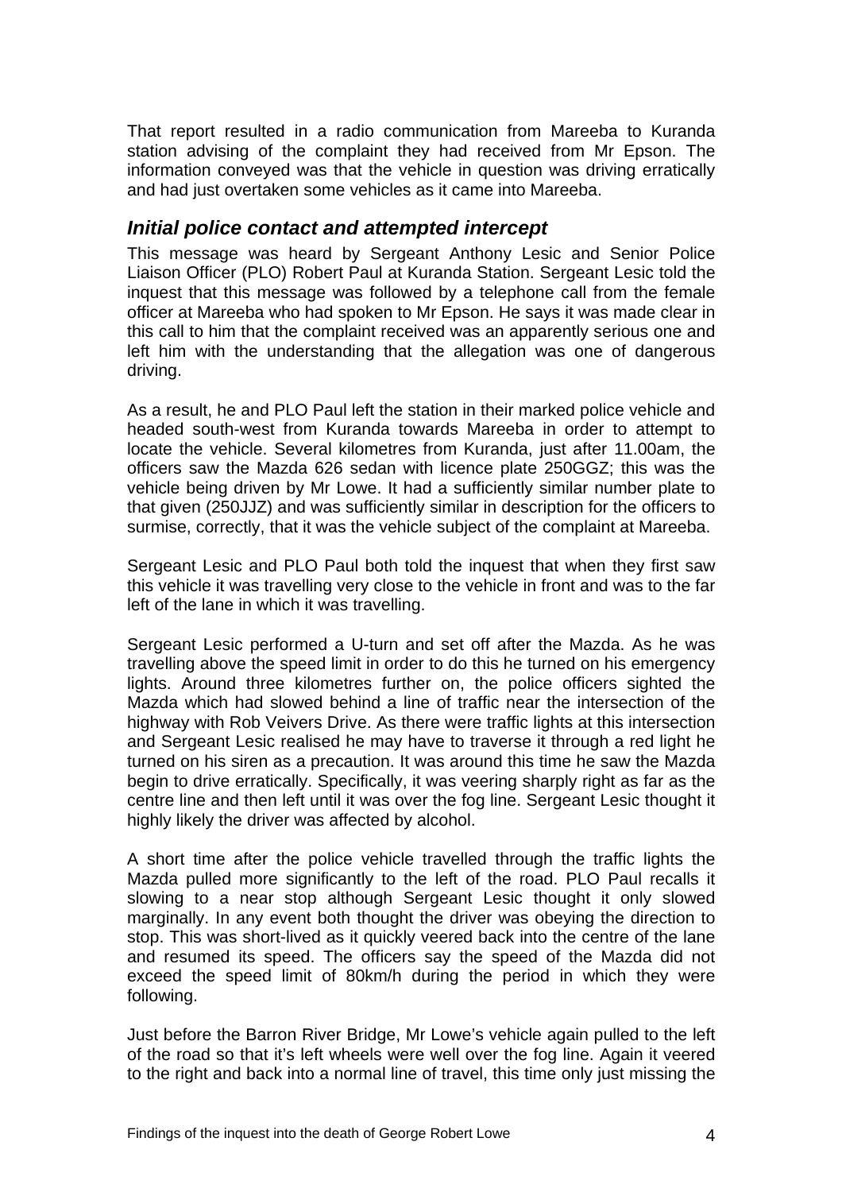That report resulted in a radio communication from Mareeba to Kuranda station advising of the complaint they had received from Mr Epson. The information conveyed was that the vehicle in question was driving erratically and had just overtaken some vehicles as it came into Mareeba.

## *Initial police contact and attempted intercept*

This message was heard by Sergeant Anthony Lesic and Senior Police Liaison Officer (PLO) Robert Paul at Kuranda Station. Sergeant Lesic told the inquest that this message was followed by a telephone call from the female officer at Mareeba who had spoken to Mr Epson. He says it was made clear in this call to him that the complaint received was an apparently serious one and left him with the understanding that the allegation was one of dangerous driving.

As a result, he and PLO Paul left the station in their marked police vehicle and headed south-west from Kuranda towards Mareeba in order to attempt to locate the vehicle. Several kilometres from Kuranda, just after 11.00am, the officers saw the Mazda 626 sedan with licence plate 250GGZ; this was the vehicle being driven by Mr Lowe. It had a sufficiently similar number plate to that given (250JJZ) and was sufficiently similar in description for the officers to surmise, correctly, that it was the vehicle subject of the complaint at Mareeba.

Sergeant Lesic and PLO Paul both told the inquest that when they first saw this vehicle it was travelling very close to the vehicle in front and was to the far left of the lane in which it was travelling.

Sergeant Lesic performed a U-turn and set off after the Mazda. As he was travelling above the speed limit in order to do this he turned on his emergency lights. Around three kilometres further on, the police officers sighted the Mazda which had slowed behind a line of traffic near the intersection of the highway with Rob Veivers Drive. As there were traffic lights at this intersection and Sergeant Lesic realised he may have to traverse it through a red light he turned on his siren as a precaution. It was around this time he saw the Mazda begin to drive erratically. Specifically, it was veering sharply right as far as the centre line and then left until it was over the fog line. Sergeant Lesic thought it highly likely the driver was affected by alcohol.

A short time after the police vehicle travelled through the traffic lights the Mazda pulled more significantly to the left of the road. PLO Paul recalls it slowing to a near stop although Sergeant Lesic thought it only slowed marginally. In any event both thought the driver was obeying the direction to stop. This was short-lived as it quickly veered back into the centre of the lane and resumed its speed. The officers say the speed of the Mazda did not exceed the speed limit of 80km/h during the period in which they were following.

Just before the Barron River Bridge, Mr Lowe's vehicle again pulled to the left of the road so that it's left wheels were well over the fog line. Again it veered to the right and back into a normal line of travel, this time only just missing the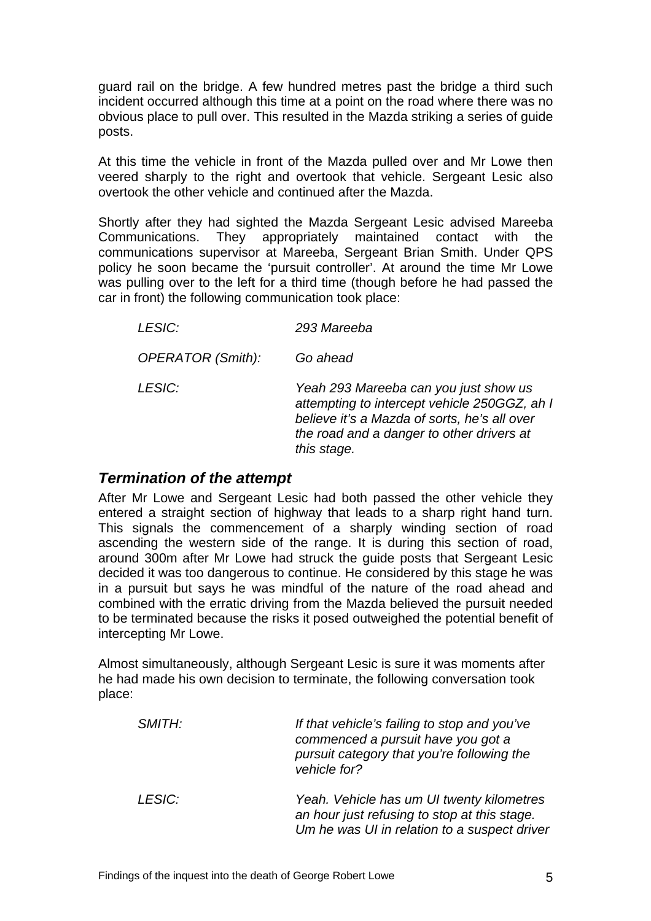guard rail on the bridge. A few hundred metres past the bridge a third such incident occurred although this time at a point on the road where there was no obvious place to pull over. This resulted in the Mazda striking a series of guide posts.

At this time the vehicle in front of the Mazda pulled over and Mr Lowe then veered sharply to the right and overtook that vehicle. Sergeant Lesic also overtook the other vehicle and continued after the Mazda.

Shortly after they had sighted the Mazda Sergeant Lesic advised Mareeba Communications. They appropriately maintained contact with the communications supervisor at Mareeba, Sergeant Brian Smith. Under QPS policy he soon became the 'pursuit controller'. At around the time Mr Lowe was pulling over to the left for a third time (though before he had passed the car in front) the following communication took place:

| | |
|---|---|
| *LESIC:* | *293 Mareeba* |
| *OPERATOR (Smith):* | *Go ahead* |
| *LESIC:* | *Yeah 293 Mareeba can you just show us attempting to intercept vehicle 250GGZ, ah I believe it's a Mazda of sorts, he's all over the road and a danger to other drivers at this stage.* |

### *Termination of the attempt*

After Mr Lowe and Sergeant Lesic had both passed the other vehicle they entered a straight section of highway that leads to a sharp right hand turn. This signals the commencement of a sharply winding section of road ascending the western side of the range. It is during this section of road, around 300m after Mr Lowe had struck the guide posts that Sergeant Lesic decided it was too dangerous to continue. He considered by this stage he was in a pursuit but says he was mindful of the nature of the road ahead and combined with the erratic driving from the Mazda believed the pursuit needed to be terminated because the risks it posed outweighed the potential benefit of intercepting Mr Lowe.

Almost simultaneously, although Sergeant Lesic is sure it was moments after he had made his own decision to terminate, the following conversation took place:

| | |
|---|---|
| *SMITH:* | *If that vehicle's failing to stop and you've commenced a pursuit have you got a pursuit category that you're following the vehicle for?* |
| *LESIC:* | *Yeah. Vehicle has um UI twenty kilometres an hour just refusing to stop at this stage. Um he was UI in relation to a suspect driver* |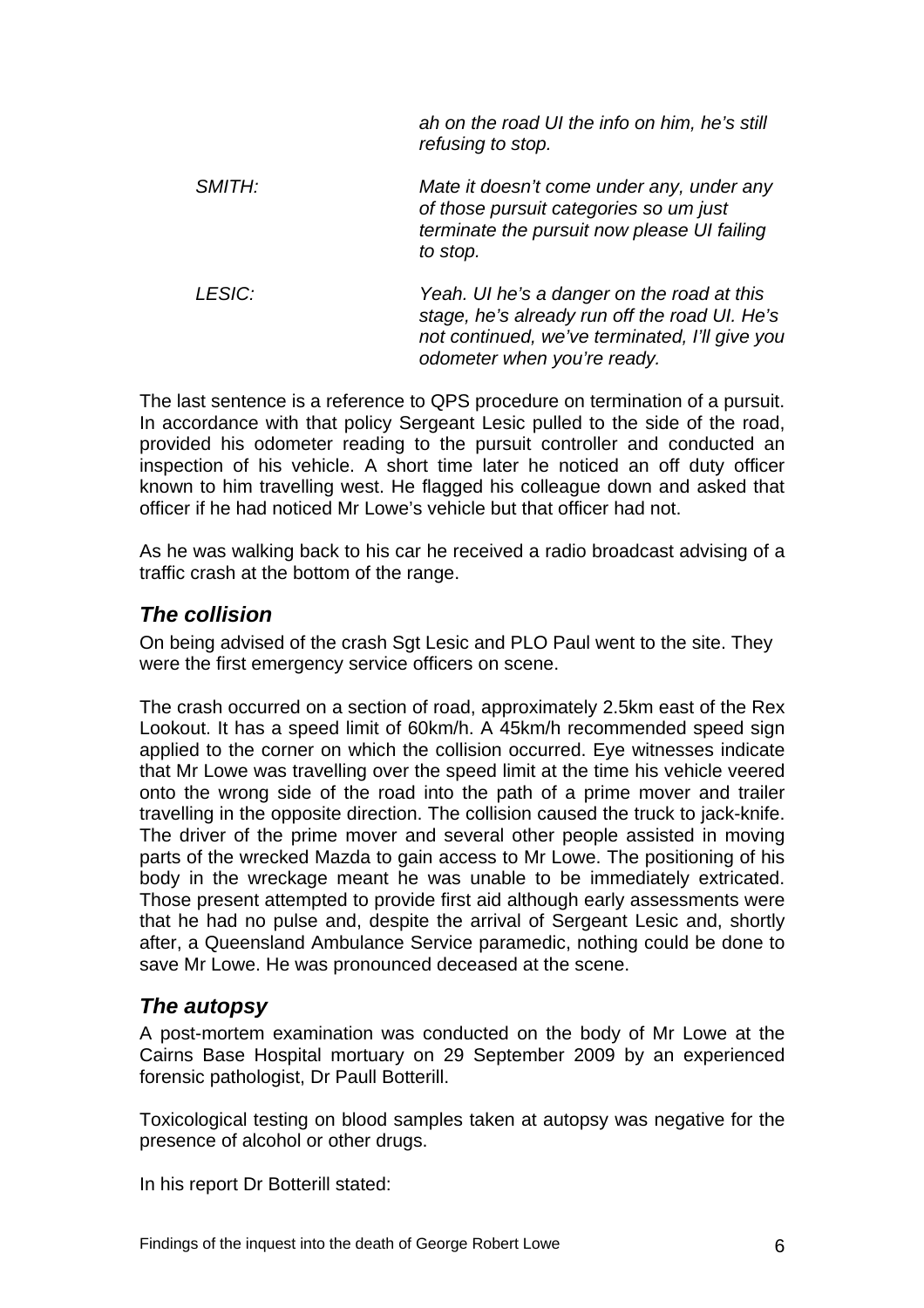|  |  |
|---|---|
|  | *ah on the road UI the info on him, he's still refusing to stop.* |
| *SMITH:* | *Mate it doesn't come under any, under any of those pursuit categories so um just terminate the pursuit now please UI failing to stop.* |
| *LESIC:* | *Yeah. UI he's a danger on the road at this stage, he's already run off the road UI. He's not continued, we've terminated, I'll give you odometer when you're ready.* |

The last sentence is a reference to QPS procedure on termination of a pursuit. In accordance with that policy Sergeant Lesic pulled to the side of the road, provided his odometer reading to the pursuit controller and conducted an inspection of his vehicle. A short time later he noticed an off duty officer known to him travelling west. He flagged his colleague down and asked that officer if he had noticed Mr Lowe's vehicle but that officer had not.

As he was walking back to his car he received a radio broadcast advising of a traffic crash at the bottom of the range.

## *The collision*

On being advised of the crash Sgt Lesic and PLO Paul went to the site. They were the first emergency service officers on scene.

The crash occurred on a section of road, approximately 2.5km east of the Rex Lookout. It has a speed limit of 60km/h. A 45km/h recommended speed sign applied to the corner on which the collision occurred. Eye witnesses indicate that Mr Lowe was travelling over the speed limit at the time his vehicle veered onto the wrong side of the road into the path of a prime mover and trailer travelling in the opposite direction. The collision caused the truck to jack-knife. The driver of the prime mover and several other people assisted in moving parts of the wrecked Mazda to gain access to Mr Lowe. The positioning of his body in the wreckage meant he was unable to be immediately extricated. Those present attempted to provide first aid although early assessments were that he had no pulse and, despite the arrival of Sergeant Lesic and, shortly after, a Queensland Ambulance Service paramedic, nothing could be done to save Mr Lowe. He was pronounced deceased at the scene.

## *The autopsy*

A post-mortem examination was conducted on the body of Mr Lowe at the Cairns Base Hospital mortuary on 29 September 2009 by an experienced forensic pathologist, Dr Paull Botterill.

Toxicological testing on blood samples taken at autopsy was negative for the presence of alcohol or other drugs.

In his report Dr Botterill stated: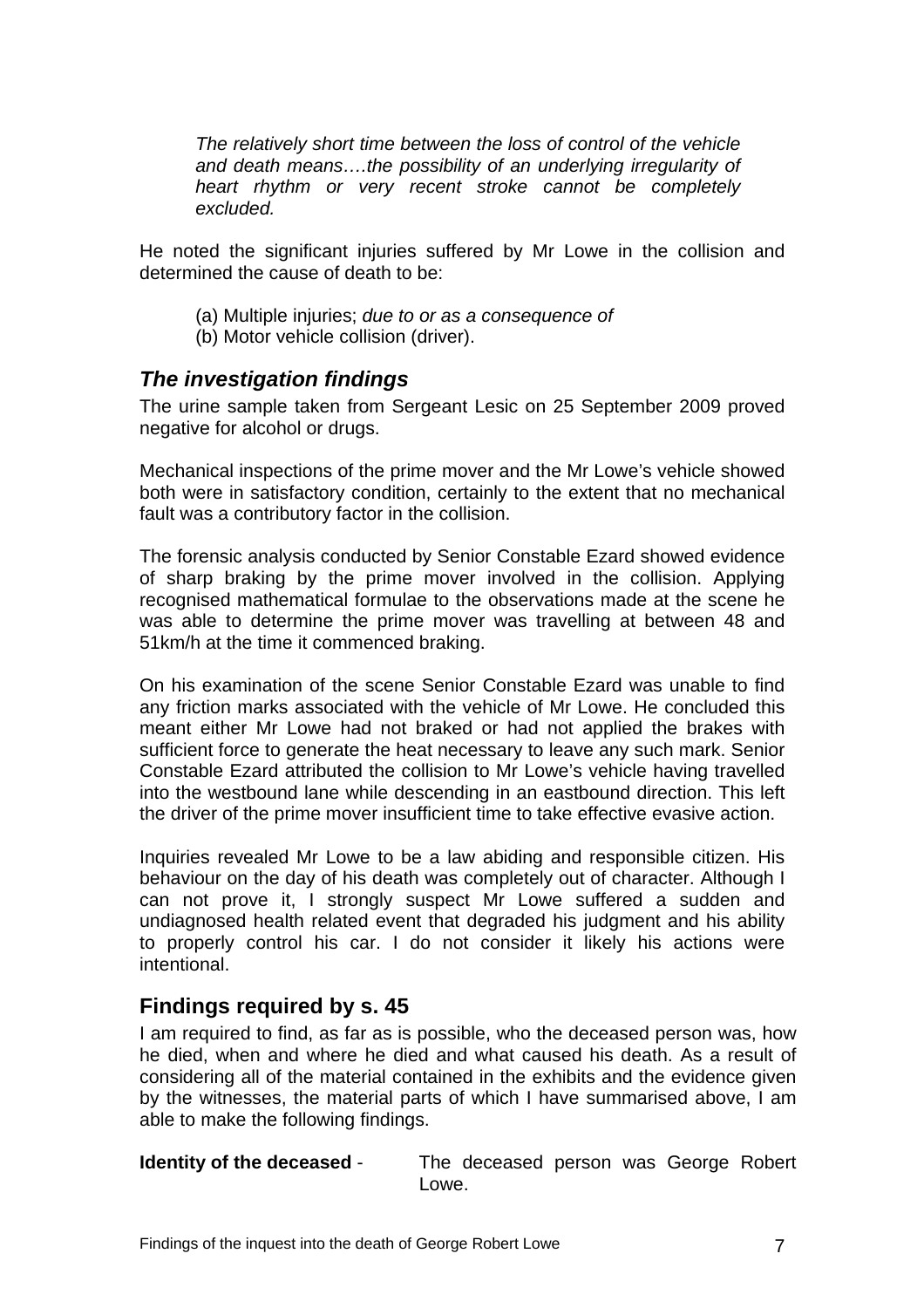> *The relatively short time between the loss of control of the vehicle and death means….the possibility of an underlying irregularity of heart rhythm or very recent stroke cannot be completely excluded.*

He noted the significant injuries suffered by Mr Lowe in the collision and determined the cause of death to be:

(a) Multiple injuries; *due to or as a consequence of*
(b) Motor vehicle collision (driver).

## *The investigation findings*

The urine sample taken from Sergeant Lesic on 25 September 2009 proved negative for alcohol or drugs.

Mechanical inspections of the prime mover and the Mr Lowe's vehicle showed both were in satisfactory condition, certainly to the extent that no mechanical fault was a contributory factor in the collision.

The forensic analysis conducted by Senior Constable Ezard showed evidence of sharp braking by the prime mover involved in the collision. Applying recognised mathematical formulae to the observations made at the scene he was able to determine the prime mover was travelling at between 48 and 51km/h at the time it commenced braking.

On his examination of the scene Senior Constable Ezard was unable to find any friction marks associated with the vehicle of Mr Lowe. He concluded this meant either Mr Lowe had not braked or had not applied the brakes with sufficient force to generate the heat necessary to leave any such mark. Senior Constable Ezard attributed the collision to Mr Lowe's vehicle having travelled into the westbound lane while descending in an eastbound direction. This left the driver of the prime mover insufficient time to take effective evasive action.

Inquiries revealed Mr Lowe to be a law abiding and responsible citizen. His behaviour on the day of his death was completely out of character. Although I can not prove it, I strongly suspect Mr Lowe suffered a sudden and undiagnosed health related event that degraded his judgment and his ability to properly control his car. I do not consider it likely his actions were intentional.

## Findings required by s. 45

I am required to find, as far as is possible, who the deceased person was, how he died, when and where he died and what caused his death. As a result of considering all of the material contained in the exhibits and the evidence given by the witnesses, the material parts of which I have summarised above, I am able to make the following findings.

**Identity of the deceased** - The deceased person was George Robert Lowe.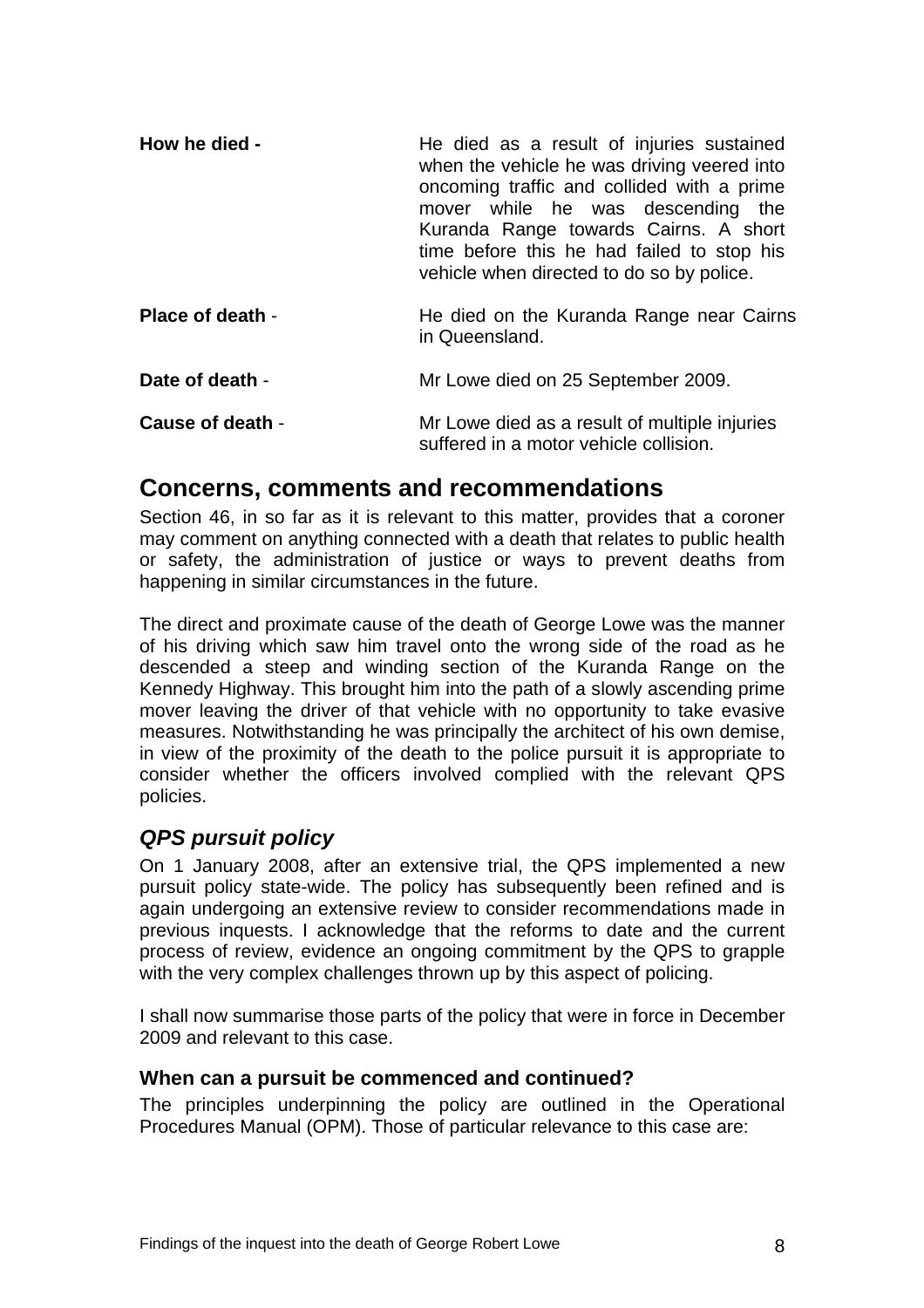**How he died -** He died as a result of injuries sustained when the vehicle he was driving veered into oncoming traffic and collided with a prime mover while he was descending the Kuranda Range towards Cairns. A short time before this he had failed to stop his vehicle when directed to do so by police.

**Place of death** - He died on the Kuranda Range near Cairns in Queensland.

**Date of death** - Mr Lowe died on 25 September 2009.

**Cause of death** - Mr Lowe died as a result of multiple injuries suffered in a motor vehicle collision.

## Concerns, comments and recommendations

Section 46, in so far as it is relevant to this matter, provides that a coroner may comment on anything connected with a death that relates to public health or safety, the administration of justice or ways to prevent deaths from happening in similar circumstances in the future.

The direct and proximate cause of the death of George Lowe was the manner of his driving which saw him travel onto the wrong side of the road as he descended a steep and winding section of the Kuranda Range on the Kennedy Highway. This brought him into the path of a slowly ascending prime mover leaving the driver of that vehicle with no opportunity to take evasive measures. Notwithstanding he was principally the architect of his own demise, in view of the proximity of the death to the police pursuit it is appropriate to consider whether the officers involved complied with the relevant QPS policies.

### *QPS pursuit policy*

On 1 January 2008, after an extensive trial, the QPS implemented a new pursuit policy state-wide. The policy has subsequently been refined and is again undergoing an extensive review to consider recommendations made in previous inquests. I acknowledge that the reforms to date and the current process of review, evidence an ongoing commitment by the QPS to grapple with the very complex challenges thrown up by this aspect of policing.

I shall now summarise those parts of the policy that were in force in December 2009 and relevant to this case.

#### When can a pursuit be commenced and continued?

The principles underpinning the policy are outlined in the Operational Procedures Manual (OPM). Those of particular relevance to this case are: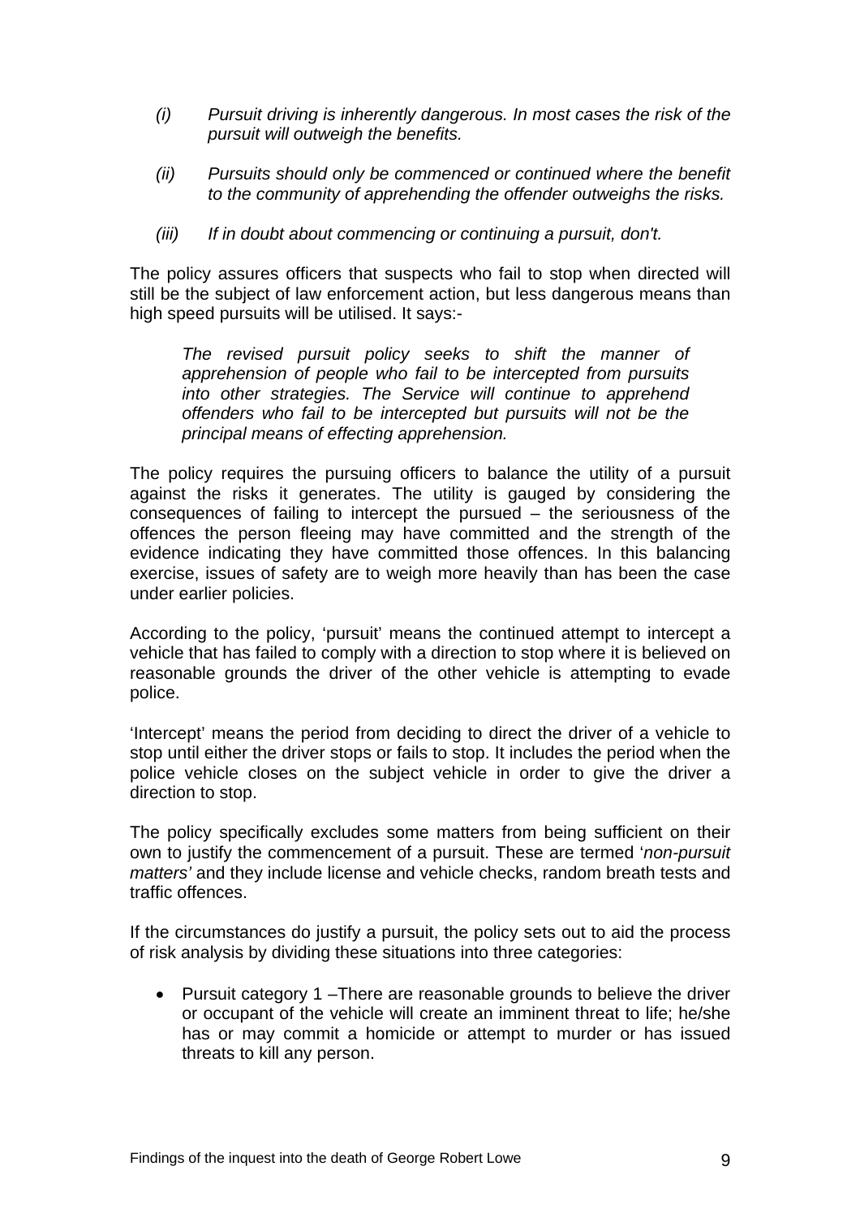*(i) Pursuit driving is inherently dangerous. In most cases the risk of the pursuit will outweigh the benefits.*

*(ii) Pursuits should only be commenced or continued where the benefit to the community of apprehending the offender outweighs the risks.*

*(iii) If in doubt about commencing or continuing a pursuit, don't.*

The policy assures officers that suspects who fail to stop when directed will still be the subject of law enforcement action, but less dangerous means than high speed pursuits will be utilised. It says:-

> *The revised pursuit policy seeks to shift the manner of apprehension of people who fail to be intercepted from pursuits into other strategies. The Service will continue to apprehend offenders who fail to be intercepted but pursuits will not be the principal means of effecting apprehension.*

The policy requires the pursuing officers to balance the utility of a pursuit against the risks it generates. The utility is gauged by considering the consequences of failing to intercept the pursued – the seriousness of the offences the person fleeing may have committed and the strength of the evidence indicating they have committed those offences. In this balancing exercise, issues of safety are to weigh more heavily than has been the case under earlier policies.

According to the policy, 'pursuit' means the continued attempt to intercept a vehicle that has failed to comply with a direction to stop where it is believed on reasonable grounds the driver of the other vehicle is attempting to evade police.

'Intercept' means the period from deciding to direct the driver of a vehicle to stop until either the driver stops or fails to stop. It includes the period when the police vehicle closes on the subject vehicle in order to give the driver a direction to stop.

The policy specifically excludes some matters from being sufficient on their own to justify the commencement of a pursuit. These are termed '*non-pursuit matters'* and they include license and vehicle checks, random breath tests and traffic offences.

If the circumstances do justify a pursuit, the policy sets out to aid the process of risk analysis by dividing these situations into three categories:

- Pursuit category 1 –There are reasonable grounds to believe the driver or occupant of the vehicle will create an imminent threat to life; he/she has or may commit a homicide or attempt to murder or has issued threats to kill any person.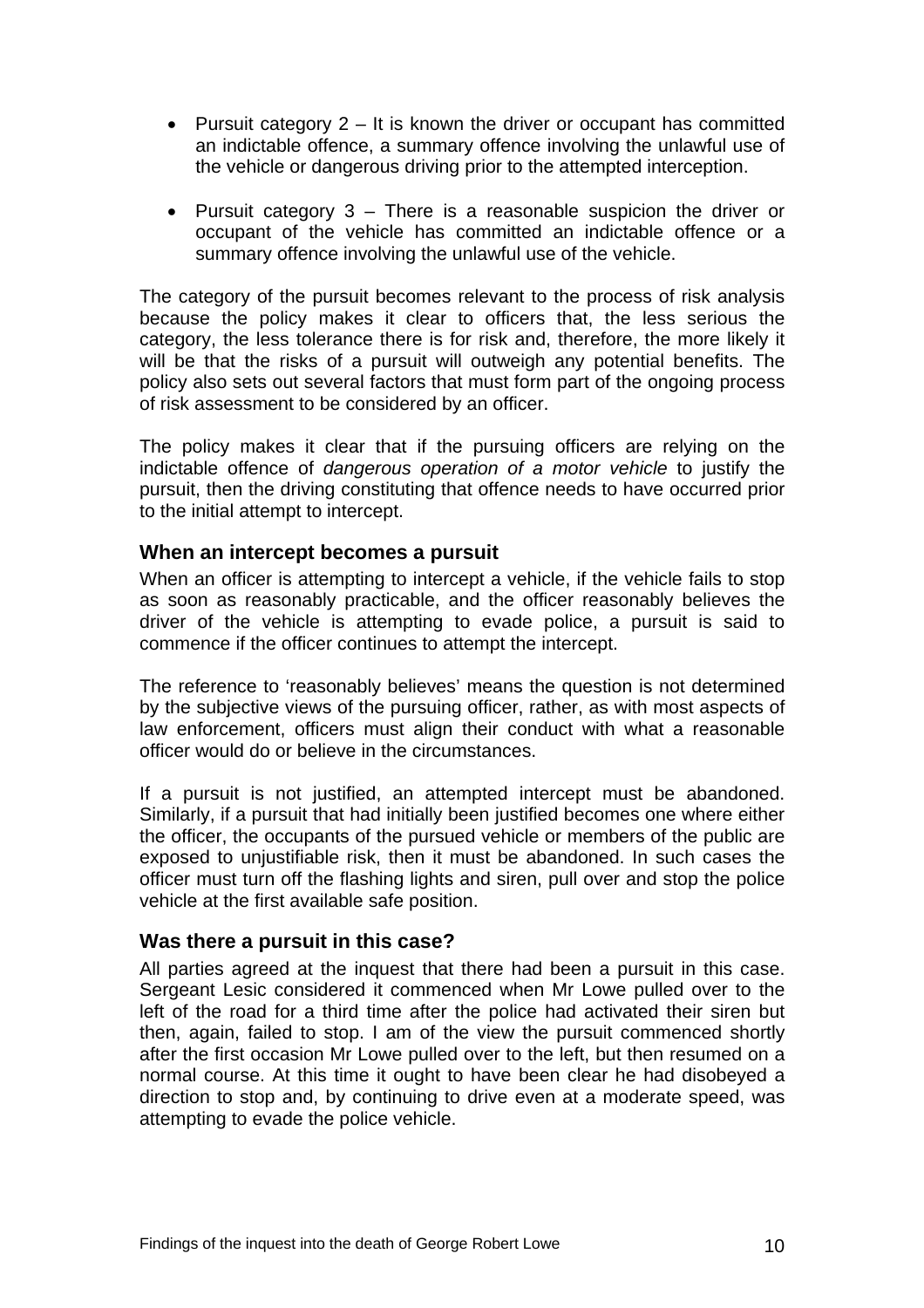- Pursuit category 2 – It is known the driver or occupant has committed an indictable offence, a summary offence involving the unlawful use of the vehicle or dangerous driving prior to the attempted interception.
- Pursuit category 3 – There is a reasonable suspicion the driver or occupant of the vehicle has committed an indictable offence or a summary offence involving the unlawful use of the vehicle.

The category of the pursuit becomes relevant to the process of risk analysis because the policy makes it clear to officers that, the less serious the category, the less tolerance there is for risk and, therefore, the more likely it will be that the risks of a pursuit will outweigh any potential benefits. The policy also sets out several factors that must form part of the ongoing process of risk assessment to be considered by an officer.

The policy makes it clear that if the pursuing officers are relying on the indictable offence of *dangerous operation of a motor vehicle* to justify the pursuit, then the driving constituting that offence needs to have occurred prior to the initial attempt to intercept.

### When an intercept becomes a pursuit

When an officer is attempting to intercept a vehicle, if the vehicle fails to stop as soon as reasonably practicable, and the officer reasonably believes the driver of the vehicle is attempting to evade police, a pursuit is said to commence if the officer continues to attempt the intercept.

The reference to 'reasonably believes' means the question is not determined by the subjective views of the pursuing officer, rather, as with most aspects of law enforcement, officers must align their conduct with what a reasonable officer would do or believe in the circumstances.

If a pursuit is not justified, an attempted intercept must be abandoned. Similarly, if a pursuit that had initially been justified becomes one where either the officer, the occupants of the pursued vehicle or members of the public are exposed to unjustifiable risk, then it must be abandoned. In such cases the officer must turn off the flashing lights and siren, pull over and stop the police vehicle at the first available safe position.

### Was there a pursuit in this case?

All parties agreed at the inquest that there had been a pursuit in this case. Sergeant Lesic considered it commenced when Mr Lowe pulled over to the left of the road for a third time after the police had activated their siren but then, again, failed to stop. I am of the view the pursuit commenced shortly after the first occasion Mr Lowe pulled over to the left, but then resumed on a normal course. At this time it ought to have been clear he had disobeyed a direction to stop and, by continuing to drive even at a moderate speed, was attempting to evade the police vehicle.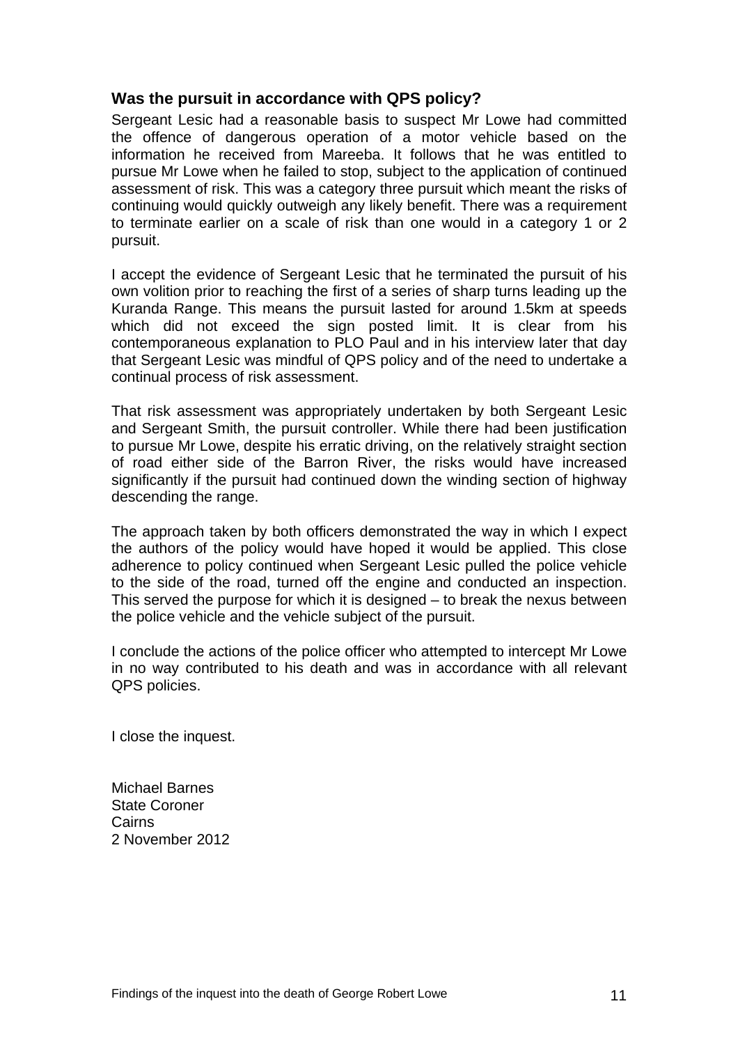## Was the pursuit in accordance with QPS policy?

Sergeant Lesic had a reasonable basis to suspect Mr Lowe had committed the offence of dangerous operation of a motor vehicle based on the information he received from Mareeba. It follows that he was entitled to pursue Mr Lowe when he failed to stop, subject to the application of continued assessment of risk. This was a category three pursuit which meant the risks of continuing would quickly outweigh any likely benefit. There was a requirement to terminate earlier on a scale of risk than one would in a category 1 or 2 pursuit.

I accept the evidence of Sergeant Lesic that he terminated the pursuit of his own volition prior to reaching the first of a series of sharp turns leading up the Kuranda Range. This means the pursuit lasted for around 1.5km at speeds which did not exceed the sign posted limit. It is clear from his contemporaneous explanation to PLO Paul and in his interview later that day that Sergeant Lesic was mindful of QPS policy and of the need to undertake a continual process of risk assessment.

That risk assessment was appropriately undertaken by both Sergeant Lesic and Sergeant Smith, the pursuit controller. While there had been justification to pursue Mr Lowe, despite his erratic driving, on the relatively straight section of road either side of the Barron River, the risks would have increased significantly if the pursuit had continued down the winding section of highway descending the range.

The approach taken by both officers demonstrated the way in which I expect the authors of the policy would have hoped it would be applied. This close adherence to policy continued when Sergeant Lesic pulled the police vehicle to the side of the road, turned off the engine and conducted an inspection. This served the purpose for which it is designed – to break the nexus between the police vehicle and the vehicle subject of the pursuit.

I conclude the actions of the police officer who attempted to intercept Mr Lowe in no way contributed to his death and was in accordance with all relevant QPS policies.

I close the inquest.

Michael Barnes
State Coroner
Cairns
2 November 2012